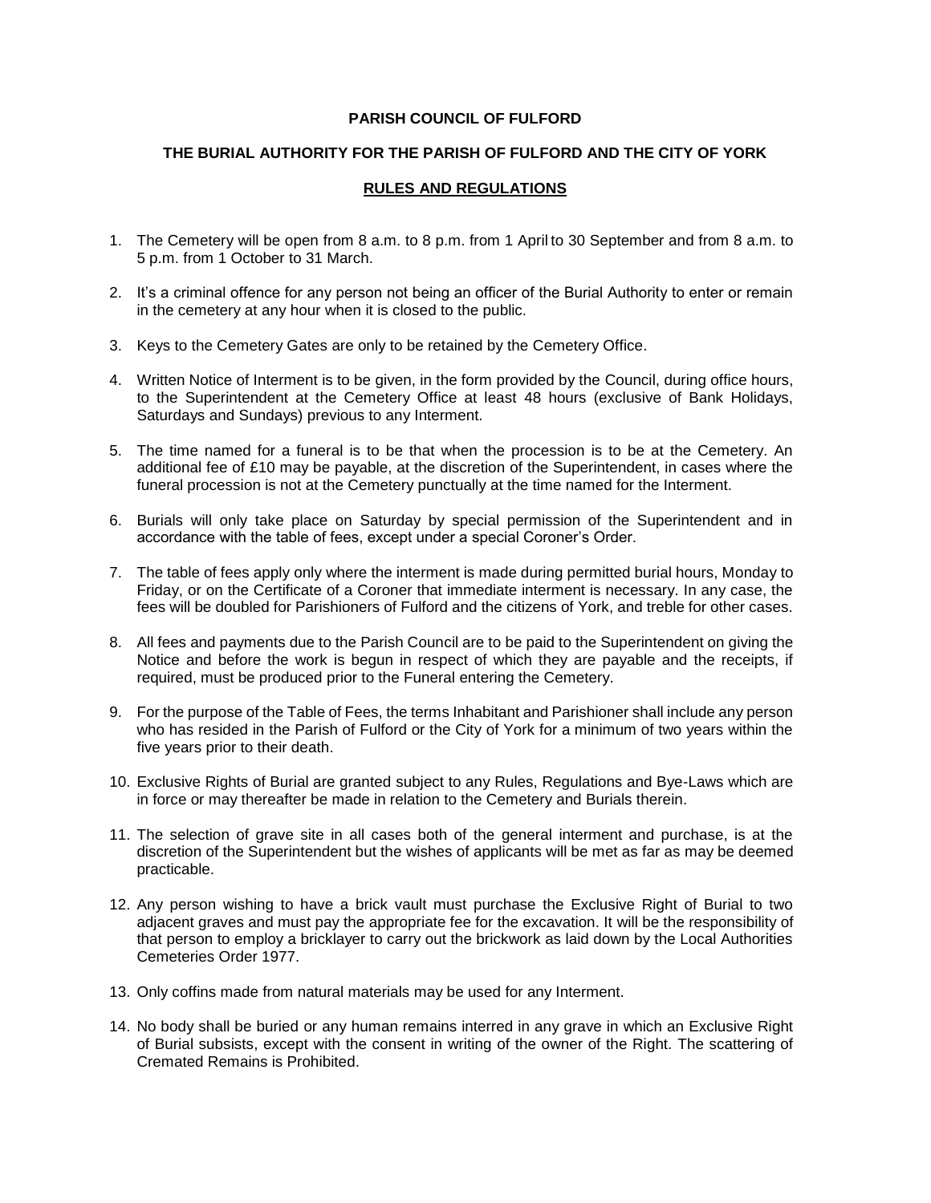**PARISH COUNCIL OF FULFORD**

**THE BURIAL AUTHORITY FOR THE PARISH OF FULFORD AND THE CITY OF YORK**

**<u>RULES AND REGULATIONS</u>**

1. The Cemetery will be open from 8 a.m. to 8 p.m. from 1 April to 30 September and from 8 a.m. to 5 p.m. from 1 October to 31 March.

2. It's a criminal offence for any person not being an officer of the Burial Authority to enter or remain in the cemetery at any hour when it is closed to the public.

3. Keys to the Cemetery Gates are only to be retained by the Cemetery Office.

4. Written Notice of Interment is to be given, in the form provided by the Council, during office hours, to the Superintendent at the Cemetery Office at least 48 hours (exclusive of Bank Holidays, Saturdays and Sundays) previous to any Interment.

5. The time named for a funeral is to be that when the procession is to be at the Cemetery. An additional fee of £10 may be payable, at the discretion of the Superintendent, in cases where the funeral procession is not at the Cemetery punctually at the time named for the Interment.

6. Burials will only take place on Saturday by special permission of the Superintendent and in accordance with the table of fees, except under a special Coroner's Order.

7. The table of fees apply only where the interment is made during permitted burial hours, Monday to Friday, or on the Certificate of a Coroner that immediate interment is necessary. In any case, the fees will be doubled for Parishioners of Fulford and the citizens of York, and treble for other cases.

8. All fees and payments due to the Parish Council are to be paid to the Superintendent on giving the Notice and before the work is begun in respect of which they are payable and the receipts, if required, must be produced prior to the Funeral entering the Cemetery.

9. For the purpose of the Table of Fees, the terms Inhabitant and Parishioner shall include any person who has resided in the Parish of Fulford or the City of York for a minimum of two years within the five years prior to their death.

10. Exclusive Rights of Burial are granted subject to any Rules, Regulations and Bye-Laws which are in force or may thereafter be made in relation to the Cemetery and Burials therein.

11. The selection of grave site in all cases both of the general interment and purchase, is at the discretion of the Superintendent but the wishes of applicants will be met as far as may be deemed practicable.

12. Any person wishing to have a brick vault must purchase the Exclusive Right of Burial to two adjacent graves and must pay the appropriate fee for the excavation. It will be the responsibility of that person to employ a bricklayer to carry out the brickwork as laid down by the Local Authorities Cemeteries Order 1977.

13. Only coffins made from natural materials may be used for any Interment.

14. No body shall be buried or any human remains interred in any grave in which an Exclusive Right of Burial subsists, except with the consent in writing of the owner of the Right. The scattering of Cremated Remains is Prohibited.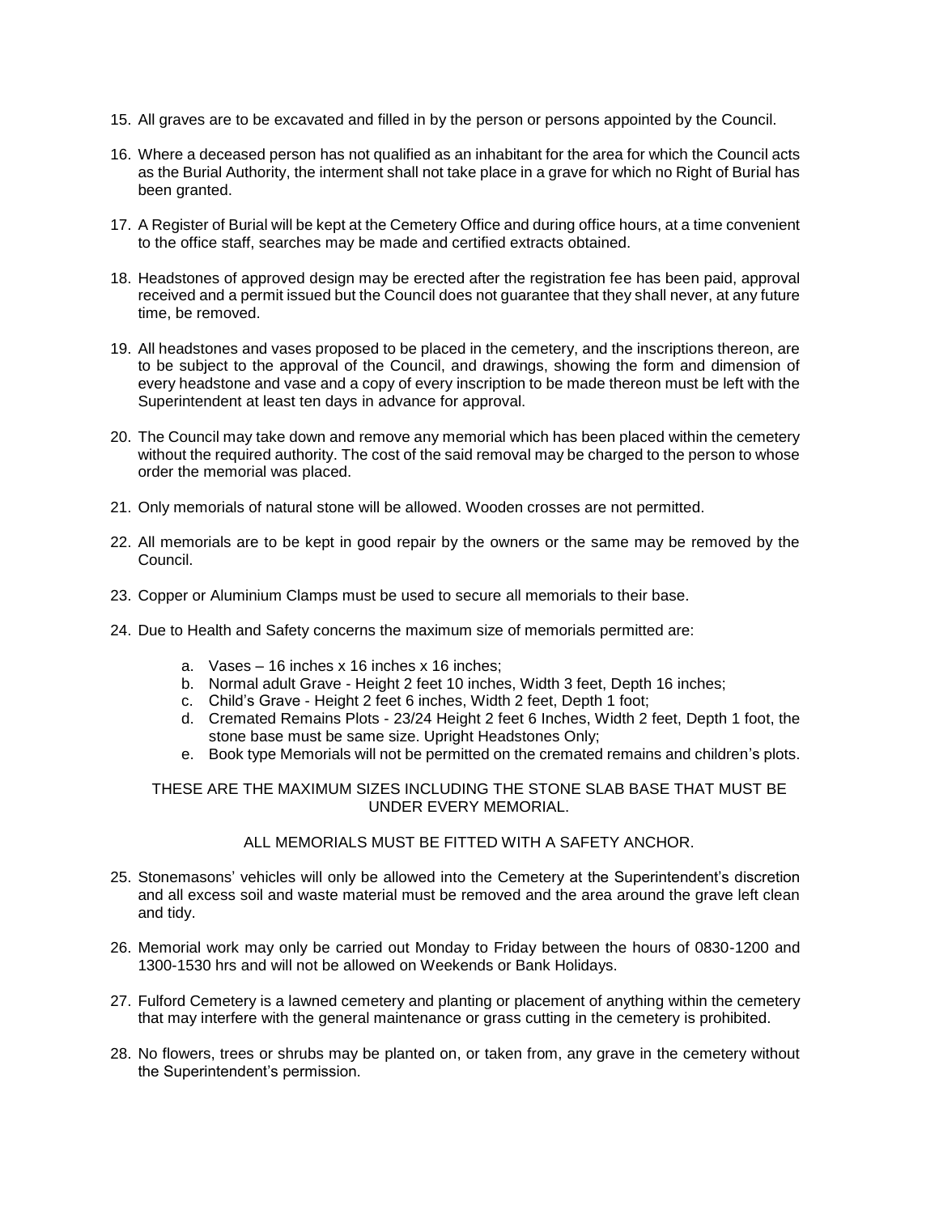15. All graves are to be excavated and filled in by the person or persons appointed by the Council.

16. Where a deceased person has not qualified as an inhabitant for the area for which the Council acts as the Burial Authority, the interment shall not take place in a grave for which no Right of Burial has been granted.

17. A Register of Burial will be kept at the Cemetery Office and during office hours, at a time convenient to the office staff, searches may be made and certified extracts obtained.

18. Headstones of approved design may be erected after the registration fee has been paid, approval received and a permit issued but the Council does not guarantee that they shall never, at any future time, be removed.

19. All headstones and vases proposed to be placed in the cemetery, and the inscriptions thereon, are to be subject to the approval of the Council, and drawings, showing the form and dimension of every headstone and vase and a copy of every inscription to be made thereon must be left with the Superintendent at least ten days in advance for approval.

20. The Council may take down and remove any memorial which has been placed within the cemetery without the required authority. The cost of the said removal may be charged to the person to whose order the memorial was placed.

21. Only memorials of natural stone will be allowed. Wooden crosses are not permitted.

22. All memorials are to be kept in good repair by the owners or the same may be removed by the Council.

23. Copper or Aluminium Clamps must be used to secure all memorials to their base.

24. Due to Health and Safety concerns the maximum size of memorials permitted are:

    a. Vases – 16 inches x 16 inches x 16 inches;
    b. Normal adult Grave - Height 2 feet 10 inches, Width 3 feet, Depth 16 inches;
    c. Child's Grave - Height 2 feet 6 inches, Width 2 feet, Depth 1 foot;
    d. Cremated Remains Plots - 23/24 Height 2 feet 6 Inches, Width 2 feet, Depth 1 foot, the stone base must be same size. Upright Headstones Only;
    e. Book type Memorials will not be permitted on the cremated remains and children's plots.

    THESE ARE THE MAXIMUM SIZES INCLUDING THE STONE SLAB BASE THAT MUST BE UNDER EVERY MEMORIAL.

    ALL MEMORIALS MUST BE FITTED WITH A SAFETY ANCHOR.

25. Stonemasons' vehicles will only be allowed into the Cemetery at the Superintendent's discretion and all excess soil and waste material must be removed and the area around the grave left clean and tidy.

26. Memorial work may only be carried out Monday to Friday between the hours of 0830-1200 and 1300-1530 hrs and will not be allowed on Weekends or Bank Holidays.

27. Fulford Cemetery is a lawned cemetery and planting or placement of anything within the cemetery that may interfere with the general maintenance or grass cutting in the cemetery is prohibited.

28. No flowers, trees or shrubs may be planted on, or taken from, any grave in the cemetery without the Superintendent's permission.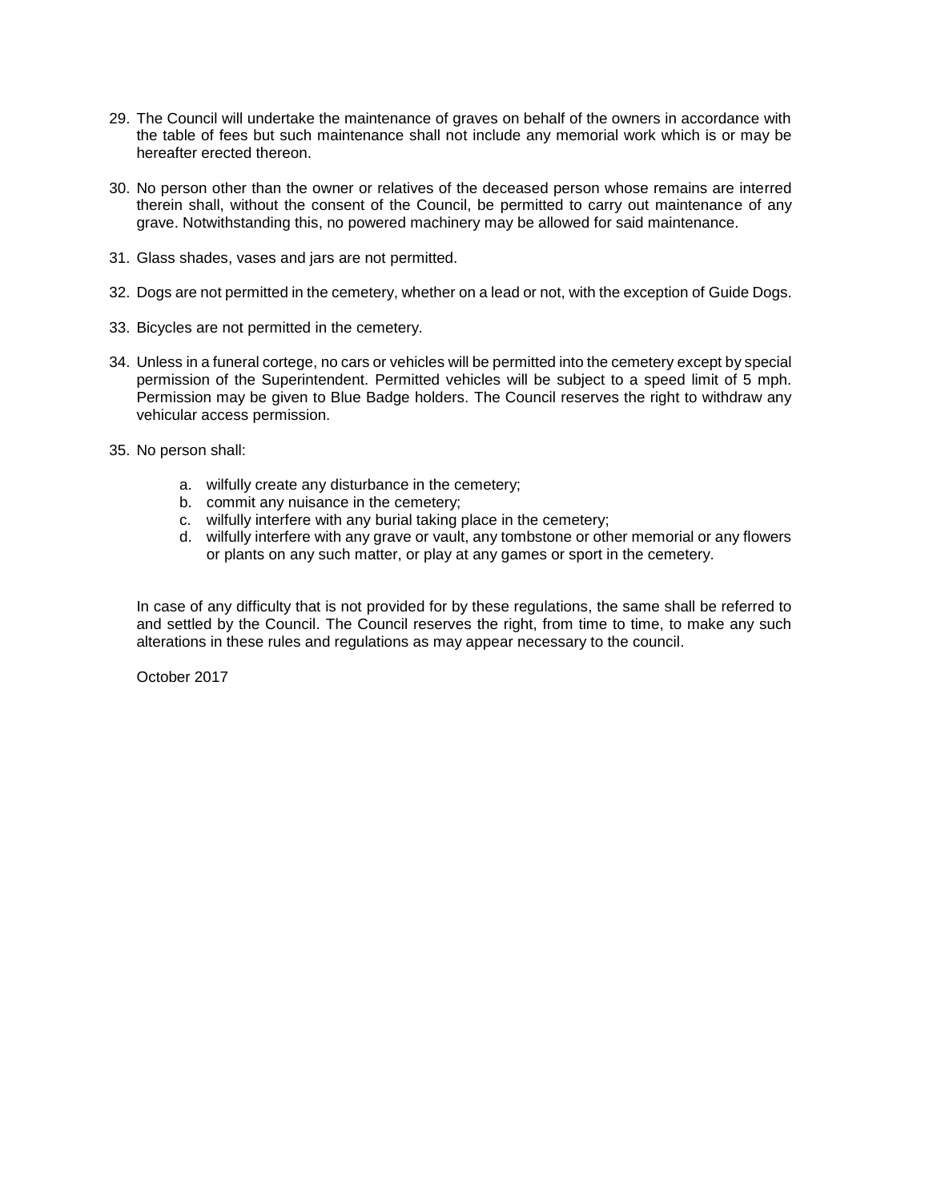29. The Council will undertake the maintenance of graves on behalf of the owners in accordance with the table of fees but such maintenance shall not include any memorial work which is or may be hereafter erected thereon.

30. No person other than the owner or relatives of the deceased person whose remains are interred therein shall, without the consent of the Council, be permitted to carry out maintenance of any grave. Notwithstanding this, no powered machinery may be allowed for said maintenance.

31. Glass shades, vases and jars are not permitted.

32. Dogs are not permitted in the cemetery, whether on a lead or not, with the exception of Guide Dogs.

33. Bicycles are not permitted in the cemetery.

34. Unless in a funeral cortege, no cars or vehicles will be permitted into the cemetery except by special permission of the Superintendent. Permitted vehicles will be subject to a speed limit of 5 mph. Permission may be given to Blue Badge holders. The Council reserves the right to withdraw any vehicular access permission.

35. No person shall:

    a. wilfully create any disturbance in the cemetery;
    b. commit any nuisance in the cemetery;
    c. wilfully interfere with any burial taking place in the cemetery;
    d. wilfully interfere with any grave or vault, any tombstone or other memorial or any flowers or plants on any such matter, or play at any games or sport in the cemetery.

In case of any difficulty that is not provided for by these regulations, the same shall be referred to and settled by the Council. The Council reserves the right, from time to time, to make any such alterations in these rules and regulations as may appear necessary to the council.

October 2017